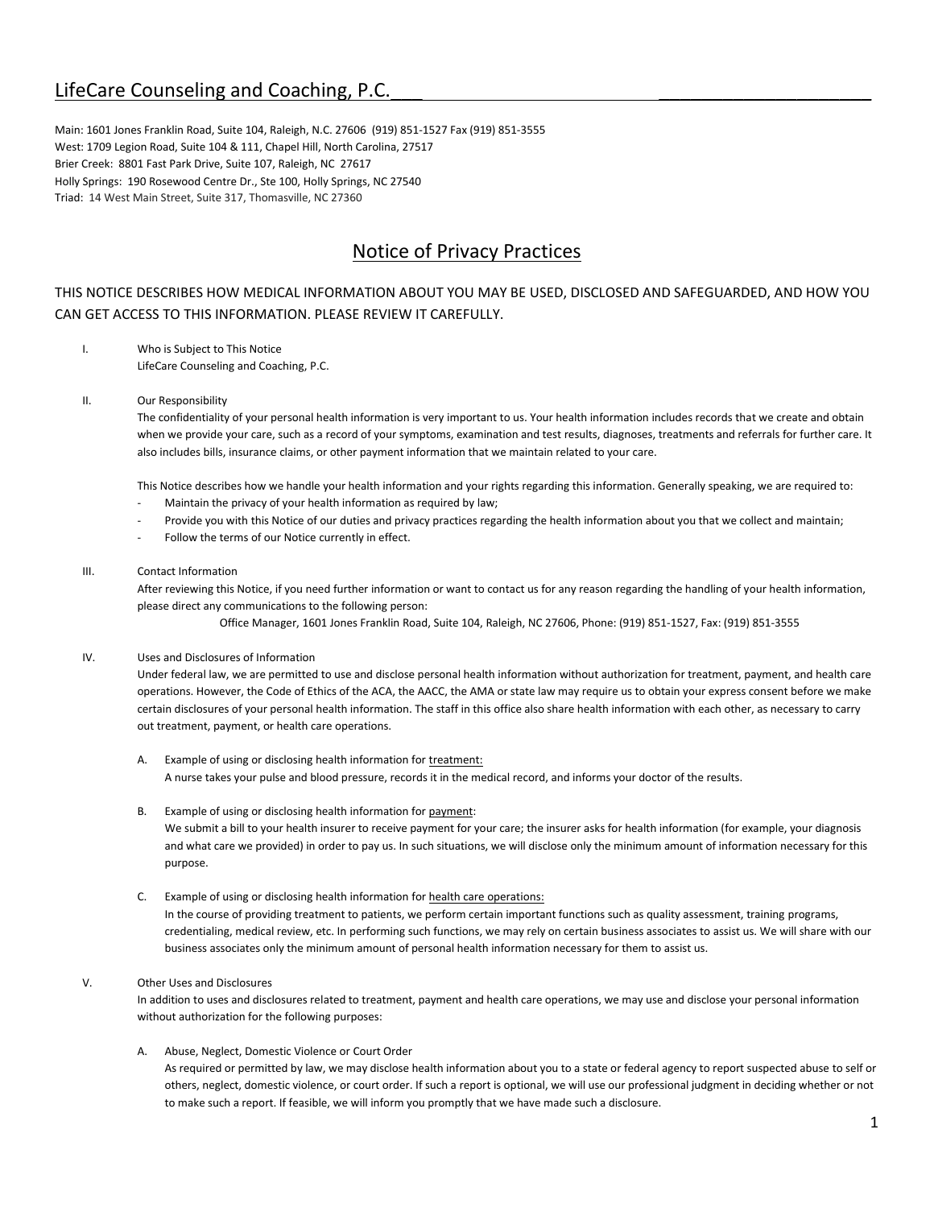# LifeCare Counseling and Coaching, P.C.

Main: 1601 Jones Franklin Road, Suite 104, Raleigh, N.C. 27606 (919) 851-1527 Fax (919) 851-3555
West: 1709 Legion Road, Suite 104 & 111, Chapel Hill, North Carolina, 27517
Brier Creek: 8801 Fast Park Drive, Suite 107, Raleigh, NC 27617
Holly Springs: 190 Rosewood Centre Dr., Ste 100, Holly Springs, NC 27540
Triad: 14 West Main Street, Suite 317, Thomasville, NC 27360

## Notice of Privacy Practices

THIS NOTICE DESCRIBES HOW MEDICAL INFORMATION ABOUT YOU MAY BE USED, DISCLOSED AND SAFEGUARDED, AND HOW YOU CAN GET ACCESS TO THIS INFORMATION. PLEASE REVIEW IT CAREFULLY.

I. Who is Subject to This Notice

LifeCare Counseling and Coaching, P.C.

II. Our Responsibility

The confidentiality of your personal health information is very important to us. Your health information includes records that we create and obtain when we provide your care, such as a record of your symptoms, examination and test results, diagnoses, treatments and referrals for further care. It also includes bills, insurance claims, or other payment information that we maintain related to your care.

This Notice describes how we handle your health information and your rights regarding this information. Generally speaking, we are required to:

- Maintain the privacy of your health information as required by law;
- Provide you with this Notice of our duties and privacy practices regarding the health information about you that we collect and maintain;
- Follow the terms of our Notice currently in effect.

III. Contact Information

After reviewing this Notice, if you need further information or want to contact us for any reason regarding the handling of your health information, please direct any communications to the following person:

Office Manager, 1601 Jones Franklin Road, Suite 104, Raleigh, NC 27606, Phone: (919) 851-1527, Fax: (919) 851-3555

IV. Uses and Disclosures of Information

Under federal law, we are permitted to use and disclose personal health information without authorization for treatment, payment, and health care operations. However, the Code of Ethics of the ACA, the AACC, the AMA or state law may require us to obtain your express consent before we make certain disclosures of your personal health information. The staff in this office also share health information with each other, as necessary to carry out treatment, payment, or health care operations.

A. Example of using or disclosing health information for treatment:

A nurse takes your pulse and blood pressure, records it in the medical record, and informs your doctor of the results.

B. Example of using or disclosing health information for payment:

We submit a bill to your health insurer to receive payment for your care; the insurer asks for health information (for example, your diagnosis and what care we provided) in order to pay us. In such situations, we will disclose only the minimum amount of information necessary for this purpose.

C. Example of using or disclosing health information for health care operations:

In the course of providing treatment to patients, we perform certain important functions such as quality assessment, training programs, credentialing, medical review, etc. In performing such functions, we may rely on certain business associates to assist us. We will share with our business associates only the minimum amount of personal health information necessary for them to assist us.

V. Other Uses and Disclosures

In addition to uses and disclosures related to treatment, payment and health care operations, we may use and disclose your personal information without authorization for the following purposes:

A. Abuse, Neglect, Domestic Violence or Court Order

As required or permitted by law, we may disclose health information about you to a state or federal agency to report suspected abuse to self or others, neglect, domestic violence, or court order. If such a report is optional, we will use our professional judgment in deciding whether or not to make such a report. If feasible, we will inform you promptly that we have made such a disclosure.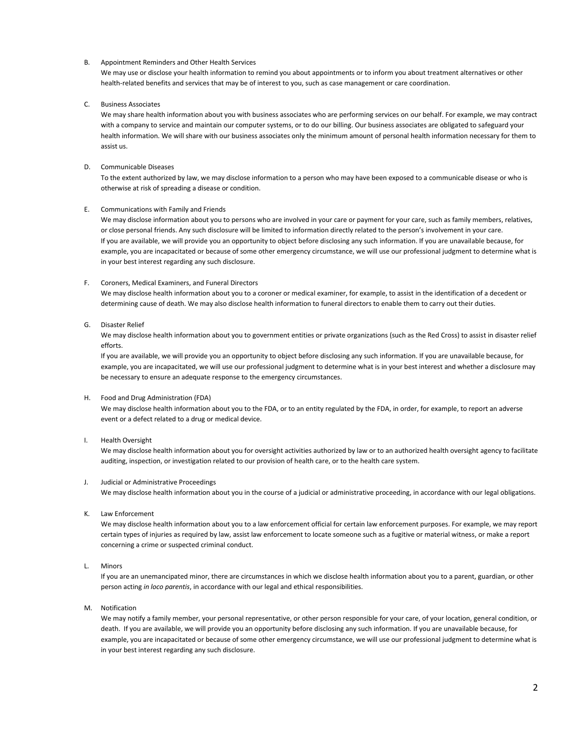B. Appointment Reminders and Other Health Services

We may use or disclose your health information to remind you about appointments or to inform you about treatment alternatives or other health-related benefits and services that may be of interest to you, such as case management or care coordination.

C. Business Associates

We may share health information about you with business associates who are performing services on our behalf. For example, we may contract with a company to service and maintain our computer systems, or to do our billing. Our business associates are obligated to safeguard your health information. We will share with our business associates only the minimum amount of personal health information necessary for them to assist us.

D. Communicable Diseases

To the extent authorized by law, we may disclose information to a person who may have been exposed to a communicable disease or who is otherwise at risk of spreading a disease or condition.

E. Communications with Family and Friends

We may disclose information about you to persons who are involved in your care or payment for your care, such as family members, relatives, or close personal friends. Any such disclosure will be limited to information directly related to the person's involvement in your care. If you are available, we will provide you an opportunity to object before disclosing any such information. If you are unavailable because, for example, you are incapacitated or because of some other emergency circumstance, we will use our professional judgment to determine what is in your best interest regarding any such disclosure.

F. Coroners, Medical Examiners, and Funeral Directors

We may disclose health information about you to a coroner or medical examiner, for example, to assist in the identification of a decedent or determining cause of death. We may also disclose health information to funeral directors to enable them to carry out their duties.

G. Disaster Relief

We may disclose health information about you to government entities or private organizations (such as the Red Cross) to assist in disaster relief efforts.

If you are available, we will provide you an opportunity to object before disclosing any such information. If you are unavailable because, for example, you are incapacitated, we will use our professional judgment to determine what is in your best interest and whether a disclosure may be necessary to ensure an adequate response to the emergency circumstances.

H. Food and Drug Administration (FDA)

We may disclose health information about you to the FDA, or to an entity regulated by the FDA, in order, for example, to report an adverse event or a defect related to a drug or medical device.

I. Health Oversight

We may disclose health information about you for oversight activities authorized by law or to an authorized health oversight agency to facilitate auditing, inspection, or investigation related to our provision of health care, or to the health care system.

J. Judicial or Administrative Proceedings

We may disclose health information about you in the course of a judicial or administrative proceeding, in accordance with our legal obligations.

K. Law Enforcement

We may disclose health information about you to a law enforcement official for certain law enforcement purposes. For example, we may report certain types of injuries as required by law, assist law enforcement to locate someone such as a fugitive or material witness, or make a report concerning a crime or suspected criminal conduct.

L. Minors

If you are an unemancipated minor, there are circumstances in which we disclose health information about you to a parent, guardian, or other person acting *in loco parentis*, in accordance with our legal and ethical responsibilities.

M. Notification

We may notify a family member, your personal representative, or other person responsible for your care, of your location, general condition, or death. If you are available, we will provide you an opportunity before disclosing any such information. If you are unavailable because, for example, you are incapacitated or because of some other emergency circumstance, we will use our professional judgment to determine what is in your best interest regarding any such disclosure.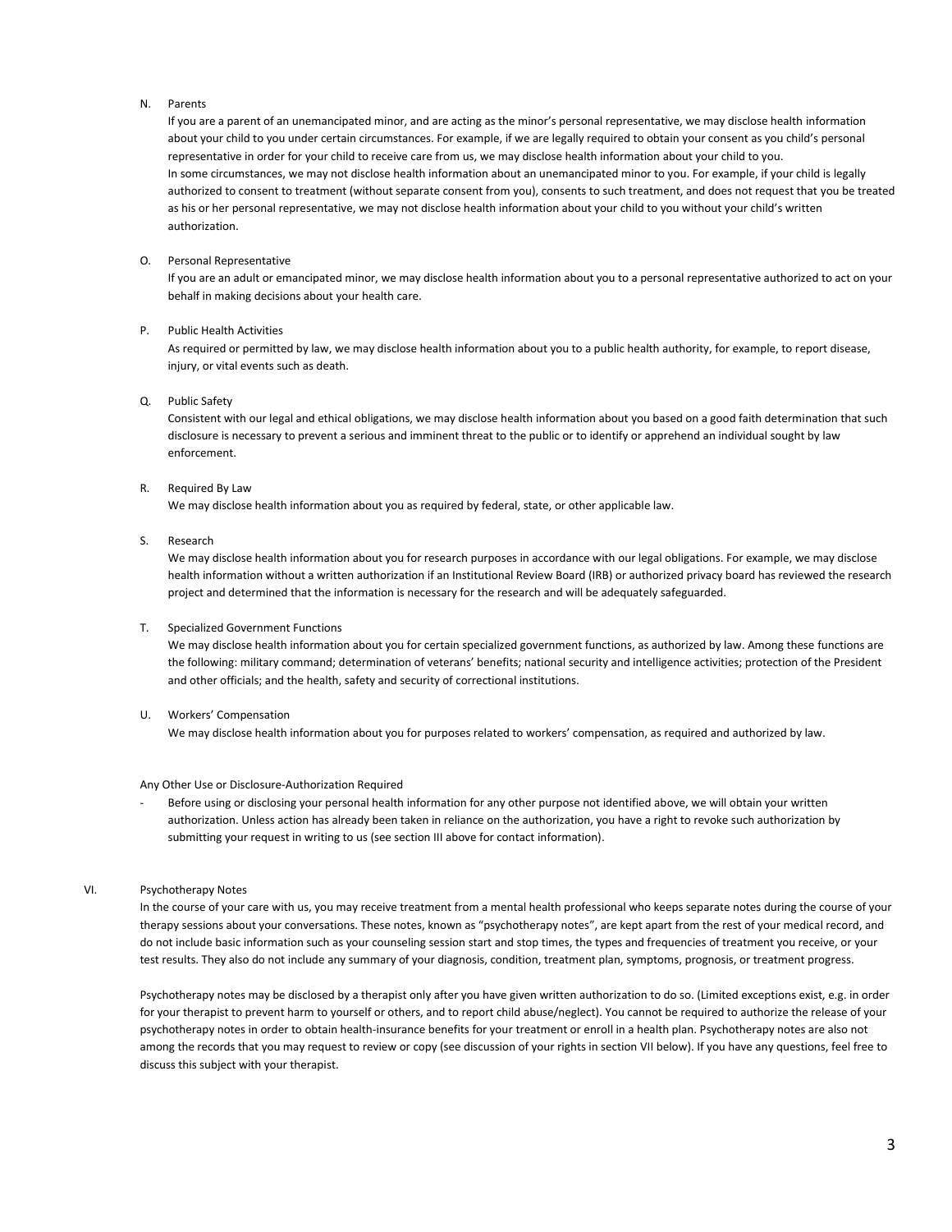N. Parents

If you are a parent of an unemancipated minor, and are acting as the minor's personal representative, we may disclose health information about your child to you under certain circumstances. For example, if we are legally required to obtain your consent as you child's personal representative in order for your child to receive care from us, we may disclose health information about your child to you.

In some circumstances, we may not disclose health information about an unemancipated minor to you. For example, if your child is legally authorized to consent to treatment (without separate consent from you), consents to such treatment, and does not request that you be treated as his or her personal representative, we may not disclose health information about your child to you without your child's written authorization.

O. Personal Representative

If you are an adult or emancipated minor, we may disclose health information about you to a personal representative authorized to act on your behalf in making decisions about your health care.

P. Public Health Activities

As required or permitted by law, we may disclose health information about you to a public health authority, for example, to report disease, injury, or vital events such as death.

Q. Public Safety

Consistent with our legal and ethical obligations, we may disclose health information about you based on a good faith determination that such disclosure is necessary to prevent a serious and imminent threat to the public or to identify or apprehend an individual sought by law enforcement.

R. Required By Law

We may disclose health information about you as required by federal, state, or other applicable law.

S. Research

We may disclose health information about you for research purposes in accordance with our legal obligations. For example, we may disclose health information without a written authorization if an Institutional Review Board (IRB) or authorized privacy board has reviewed the research project and determined that the information is necessary for the research and will be adequately safeguarded.

T. Specialized Government Functions

We may disclose health information about you for certain specialized government functions, as authorized by law. Among these functions are the following: military command; determination of veterans' benefits; national security and intelligence activities; protection of the President and other officials; and the health, safety and security of correctional institutions.

U. Workers' Compensation

We may disclose health information about you for purposes related to workers' compensation, as required and authorized by law.

Any Other Use or Disclosure-Authorization Required

- Before using or disclosing your personal health information for any other purpose not identified above, we will obtain your written authorization. Unless action has already been taken in reliance on the authorization, you have a right to revoke such authorization by submitting your request in writing to us (see section III above for contact information).

## VI. Psychotherapy Notes

In the course of your care with us, you may receive treatment from a mental health professional who keeps separate notes during the course of your therapy sessions about your conversations. These notes, known as "psychotherapy notes", are kept apart from the rest of your medical record, and do not include basic information such as your counseling session start and stop times, the types and frequencies of treatment you receive, or your test results. They also do not include any summary of your diagnosis, condition, treatment plan, symptoms, prognosis, or treatment progress.

Psychotherapy notes may be disclosed by a therapist only after you have given written authorization to do so. (Limited exceptions exist, e.g. in order for your therapist to prevent harm to yourself or others, and to report child abuse/neglect). You cannot be required to authorize the release of your psychotherapy notes in order to obtain health-insurance benefits for your treatment or enroll in a health plan. Psychotherapy notes are also not among the records that you may request to review or copy (see discussion of your rights in section VII below). If you have any questions, feel free to discuss this subject with your therapist.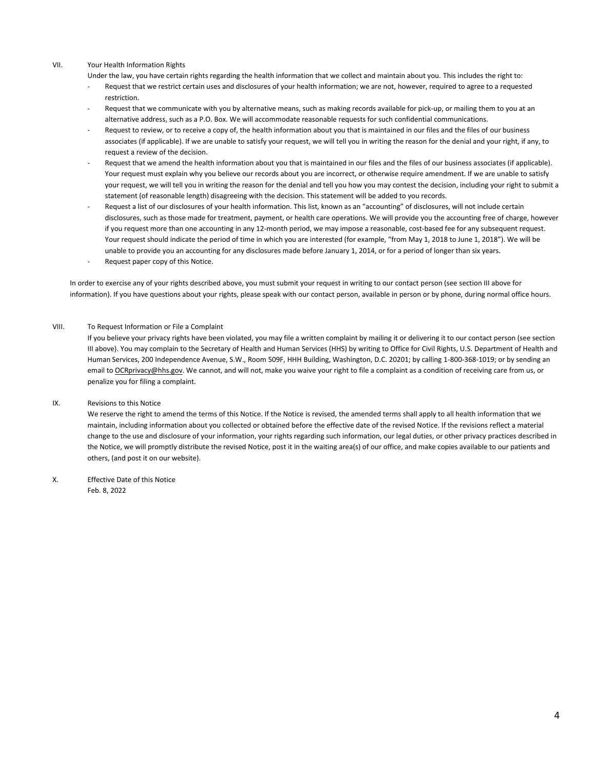## VII. Your Health Information Rights

Under the law, you have certain rights regarding the health information that we collect and maintain about you. This includes the right to:

- Request that we restrict certain uses and disclosures of your health information; we are not, however, required to agree to a requested restriction.
- Request that we communicate with you by alternative means, such as making records available for pick-up, or mailing them to you at an alternative address, such as a P.O. Box. We will accommodate reasonable requests for such confidential communications.
- Request to review, or to receive a copy of, the health information about you that is maintained in our files and the files of our business associates (if applicable). If we are unable to satisfy your request, we will tell you in writing the reason for the denial and your right, if any, to request a review of the decision.
- Request that we amend the health information about you that is maintained in our files and the files of our business associates (if applicable). Your request must explain why you believe our records about you are incorrect, or otherwise require amendment. If we are unable to satisfy your request, we will tell you in writing the reason for the denial and tell you how you may contest the decision, including your right to submit a statement (of reasonable length) disagreeing with the decision. This statement will be added to you records.
- Request a list of our disclosures of your health information. This list, known as an "accounting" of disclosures, will not include certain disclosures, such as those made for treatment, payment, or health care operations. We will provide you the accounting free of charge, however if you request more than one accounting in any 12-month period, we may impose a reasonable, cost-based fee for any subsequent request. Your request should indicate the period of time in which you are interested (for example, "from May 1, 2018 to June 1, 2018"). We will be unable to provide you an accounting for any disclosures made before January 1, 2014, or for a period of longer than six years.
- Request paper copy of this Notice.

In order to exercise any of your rights described above, you must submit your request in writing to our contact person (see section III above for information). If you have questions about your rights, please speak with our contact person, available in person or by phone, during normal office hours.

## VIII. To Request Information or File a Complaint

If you believe your privacy rights have been violated, you may file a written complaint by mailing it or delivering it to our contact person (see section III above). You may complain to the Secretary of Health and Human Services (HHS) by writing to Office for Civil Rights, U.S. Department of Health and Human Services, 200 Independence Avenue, S.W., Room 509F, HHH Building, Washington, D.C. 20201; by calling 1-800-368-1019; or by sending an email to OCRprivacy@hhs.gov. We cannot, and will not, make you waive your right to file a complaint as a condition of receiving care from us, or penalize you for filing a complaint.

## IX. Revisions to this Notice

We reserve the right to amend the terms of this Notice. If the Notice is revised, the amended terms shall apply to all health information that we maintain, including information about you collected or obtained before the effective date of the revised Notice. If the revisions reflect a material change to the use and disclosure of your information, your rights regarding such information, our legal duties, or other privacy practices described in the Notice, we will promptly distribute the revised Notice, post it in the waiting area(s) of our office, and make copies available to our patients and others, (and post it on our website).

## X. Effective Date of this Notice

Feb. 8, 2022